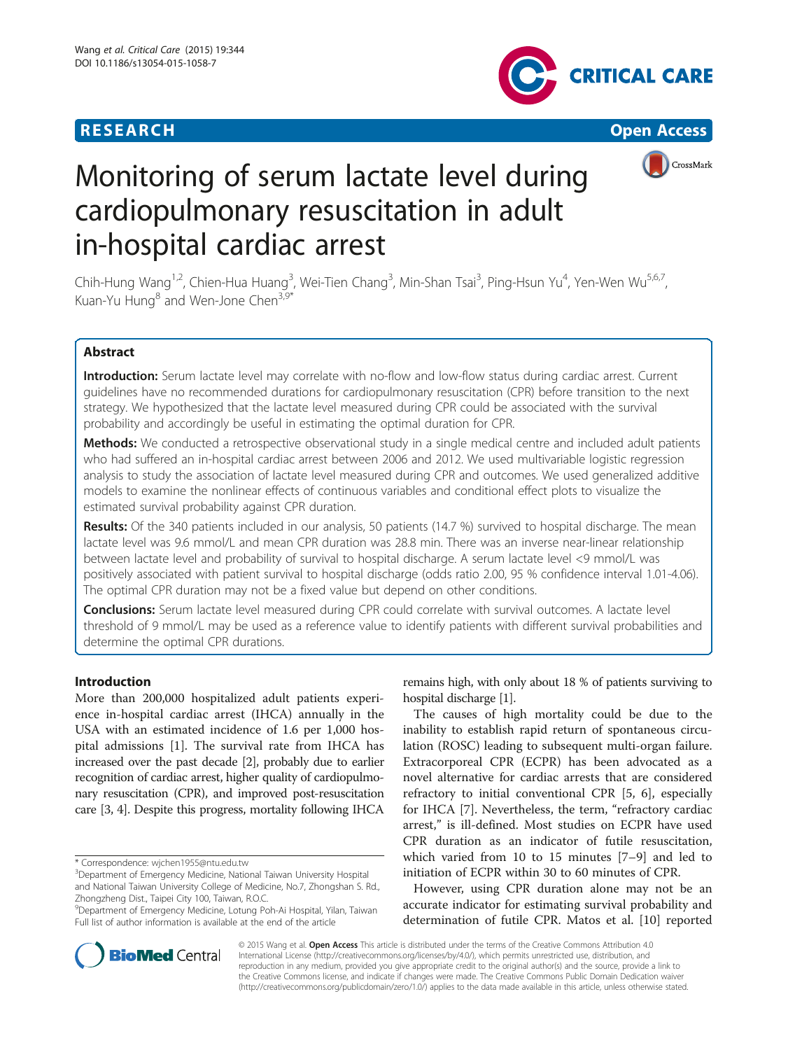RESEARCH Open Access

# Monitoring of serum lactate level during cardiopulmonary resuscitation in adult in-hospital cardiac arrest

Chih-Hung Wang[1,2], Chien-Hua Huang[3], Wei-Tien Chang[3], Min-Shan Tsai[3], Ping-Hsun Yu[4], Yen-Wen Wu[5,6,7], Kuan-Yu Hung[8] and Wen-Jone Chen[3,9*]

## Abstract

**Introduction:** Serum lactate level may correlate with no-flow and low-flow status during cardiac arrest. Current guidelines have no recommended durations for cardiopulmonary resuscitation (CPR) before transition to the next strategy. We hypothesized that the lactate level measured during CPR could be associated with the survival probability and accordingly be useful in estimating the optimal duration for CPR.

**Methods:** We conducted a retrospective observational study in a single medical centre and included adult patients who had suffered an in-hospital cardiac arrest between 2006 and 2012. We used multivariable logistic regression analysis to study the association of lactate level measured during CPR and outcomes. We used generalized additive models to examine the nonlinear effects of continuous variables and conditional effect plots to visualize the estimated survival probability against CPR duration.

**Results:** Of the 340 patients included in our analysis, 50 patients (14.7 %) survived to hospital discharge. The mean lactate level was 9.6 mmol/L and mean CPR duration was 28.8 min. There was an inverse near-linear relationship between lactate level and probability of survival to hospital discharge. A serum lactate level <9 mmol/L was positively associated with patient survival to hospital discharge (odds ratio 2.00, 95 % confidence interval 1.01-4.06). The optimal CPR duration may not be a fixed value but depend on other conditions.

**Conclusions:** Serum lactate level measured during CPR could correlate with survival outcomes. A lactate level threshold of 9 mmol/L may be used as a reference value to identify patients with different survival probabilities and determine the optimal CPR durations.

## Introduction

More than 200,000 hospitalized adult patients experience in-hospital cardiac arrest (IHCA) annually in the USA with an estimated incidence of 1.6 per 1,000 hospital admissions [1]. The survival rate from IHCA has increased over the past decade [2], probably due to earlier recognition of cardiac arrest, higher quality of cardiopulmonary resuscitation (CPR), and improved post-resuscitation care [3, 4]. Despite this progress, mortality following IHCA remains high, with only about 18 % of patients surviving to hospital discharge [1].

The causes of high mortality could be due to the inability to establish rapid return of spontaneous circulation (ROSC) leading to subsequent multi-organ failure. Extracorporeal CPR (ECPR) has been advocated as a novel alternative for cardiac arrests that are considered refractory to initial conventional CPR [5, 6], especially for IHCA [7]. Nevertheless, the term, "refractory cardiac arrest," is ill-defined. Most studies on ECPR have used CPR duration as an indicator of futile resuscitation, which varied from 10 to 15 minutes [7–9] and led to initiation of ECPR within 30 to 60 minutes of CPR.

However, using CPR duration alone may not be an accurate indicator for estimating survival probability and determination of futile CPR. Matos et al. [10] reported

\* Correspondence: wjchen1955@ntu.edu.tw
[3]Department of Emergency Medicine, National Taiwan University Hospital and National Taiwan University College of Medicine, No.7, Zhongshan S. Rd., Zhongzheng Dist., Taipei City 100, Taiwan, R.O.C.
[9]Department of Emergency Medicine, Lotung Poh-Ai Hospital, Yilan, Taiwan
Full list of author information is available at the end of the article

© 2015 Wang et al. **Open Access** This article is distributed under the terms of the Creative Commons Attribution 4.0 International License (http://creativecommons.org/licenses/by/4.0/), which permits unrestricted use, distribution, and reproduction in any medium, provided you give appropriate credit to the original author(s) and the source, provide a link to the Creative Commons license, and indicate if changes were made. The Creative Commons Public Domain Dedication waiver (http://creativecommons.org/publicdomain/zero/1.0/) applies to the data made available in this article, unless otherwise stated.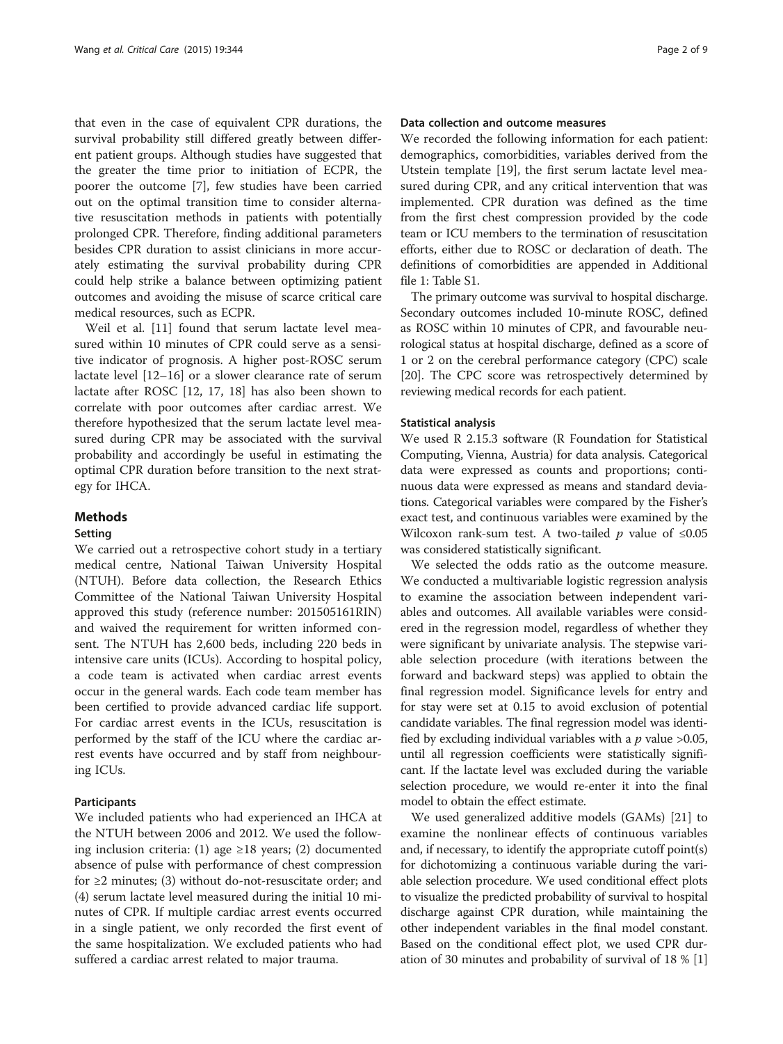that even in the case of equivalent CPR durations, the survival probability still differed greatly between different patient groups. Although studies have suggested that the greater the time prior to initiation of ECPR, the poorer the outcome [7], few studies have been carried out on the optimal transition time to consider alternative resuscitation methods in patients with potentially prolonged CPR. Therefore, finding additional parameters besides CPR duration to assist clinicians in more accurately estimating the survival probability during CPR could help strike a balance between optimizing patient outcomes and avoiding the misuse of scarce critical care medical resources, such as ECPR.

Weil et al. [11] found that serum lactate level measured within 10 minutes of CPR could serve as a sensitive indicator of prognosis. A higher post-ROSC serum lactate level [12–16] or a slower clearance rate of serum lactate after ROSC [12, 17, 18] has also been shown to correlate with poor outcomes after cardiac arrest. We therefore hypothesized that the serum lactate level measured during CPR may be associated with the survival probability and accordingly be useful in estimating the optimal CPR duration before transition to the next strategy for IHCA.

## Methods

### Setting

We carried out a retrospective cohort study in a tertiary medical centre, National Taiwan University Hospital (NTUH). Before data collection, the Research Ethics Committee of the National Taiwan University Hospital approved this study (reference number: 201505161RIN) and waived the requirement for written informed consent. The NTUH has 2,600 beds, including 220 beds in intensive care units (ICUs). According to hospital policy, a code team is activated when cardiac arrest events occur in the general wards. Each code team member has been certified to provide advanced cardiac life support. For cardiac arrest events in the ICUs, resuscitation is performed by the staff of the ICU where the cardiac arrest events have occurred and by staff from neighbouring ICUs.

### Participants

We included patients who had experienced an IHCA at the NTUH between 2006 and 2012. We used the following inclusion criteria: (1) age ≥18 years; (2) documented absence of pulse with performance of chest compression for ≥2 minutes; (3) without do-not-resuscitate order; and (4) serum lactate level measured during the initial 10 minutes of CPR. If multiple cardiac arrest events occurred in a single patient, we only recorded the first event of the same hospitalization. We excluded patients who had suffered a cardiac arrest related to major trauma.

### Data collection and outcome measures

We recorded the following information for each patient: demographics, comorbidities, variables derived from the Utstein template [19], the first serum lactate level measured during CPR, and any critical intervention that was implemented. CPR duration was defined as the time from the first chest compression provided by the code team or ICU members to the termination of resuscitation efforts, either due to ROSC or declaration of death. The definitions of comorbidities are appended in Additional file 1: Table S1.

The primary outcome was survival to hospital discharge. Secondary outcomes included 10-minute ROSC, defined as ROSC within 10 minutes of CPR, and favourable neurological status at hospital discharge, defined as a score of 1 or 2 on the cerebral performance category (CPC) scale [20]. The CPC score was retrospectively determined by reviewing medical records for each patient.

### Statistical analysis

We used R 2.15.3 software (R Foundation for Statistical Computing, Vienna, Austria) for data analysis. Categorical data were expressed as counts and proportions; continuous data were expressed as means and standard deviations. Categorical variables were compared by the Fisher's exact test, and continuous variables were examined by the Wilcoxon rank-sum test. A two-tailed $p$ value of ≤0.05 was considered statistically significant.

We selected the odds ratio as the outcome measure. We conducted a multivariable logistic regression analysis to examine the association between independent variables and outcomes. All available variables were considered in the regression model, regardless of whether they were significant by univariate analysis. The stepwise variable selection procedure (with iterations between the forward and backward steps) was applied to obtain the final regression model. Significance levels for entry and for stay were set at 0.15 to avoid exclusion of potential candidate variables. The final regression model was identified by excluding individual variables with a $p$ value >0.05, until all regression coefficients were statistically significant. If the lactate level was excluded during the variable selection procedure, we would re-enter it into the final model to obtain the effect estimate.

We used generalized additive models (GAMs) [21] to examine the nonlinear effects of continuous variables and, if necessary, to identify the appropriate cutoff point(s) for dichotomizing a continuous variable during the variable selection procedure. We used conditional effect plots to visualize the predicted probability of survival to hospital discharge against CPR duration, while maintaining the other independent variables in the final model constant. Based on the conditional effect plot, we used CPR duration of 30 minutes and probability of survival of 18 % [1]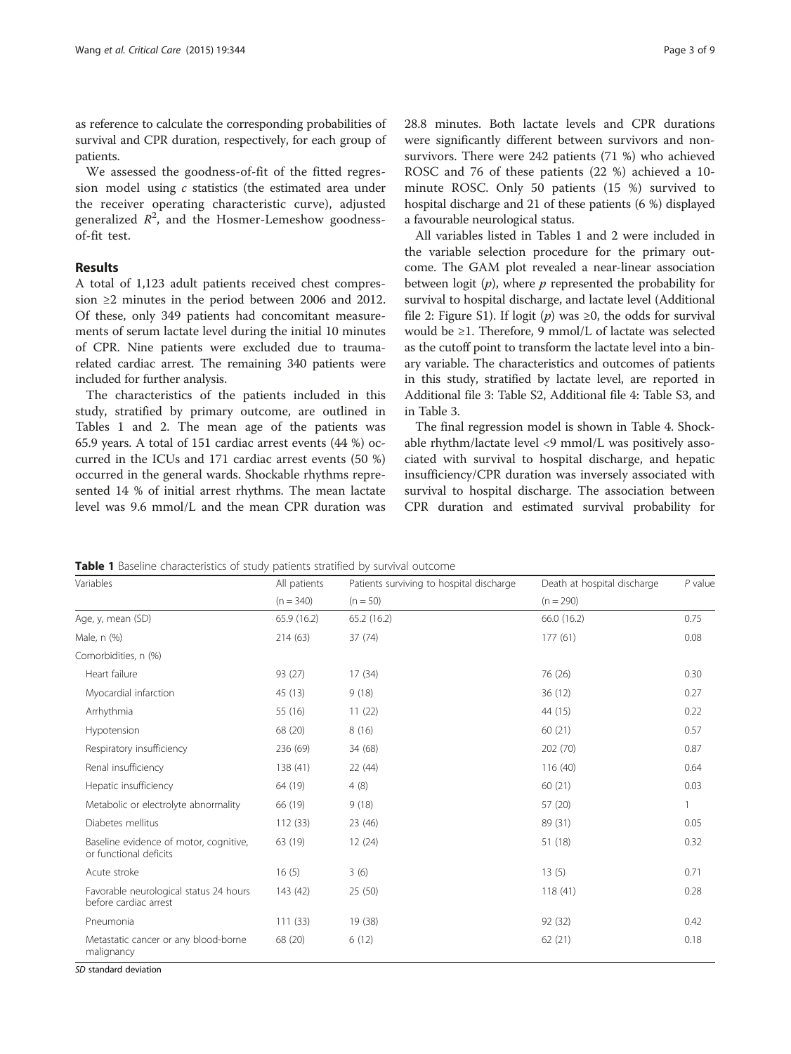as reference to calculate the corresponding probabilities of survival and CPR duration, respectively, for each group of patients.

We assessed the goodness-of-fit of the fitted regression model using *c* statistics (the estimated area under the receiver operating characteristic curve), adjusted generalized $R^2$, and the Hosmer-Lemeshow goodness-of-fit test.

## Results

A total of 1,123 adult patients received chest compression ≥2 minutes in the period between 2006 and 2012. Of these, only 349 patients had concomitant measurements of serum lactate level during the initial 10 minutes of CPR. Nine patients were excluded due to trauma-related cardiac arrest. The remaining 340 patients were included for further analysis.

The characteristics of the patients included in this study, stratified by primary outcome, are outlined in Tables 1 and 2. The mean age of the patients was 65.9 years. A total of 151 cardiac arrest events (44 %) occurred in the ICUs and 171 cardiac arrest events (50 %) occurred in the general wards. Shockable rhythms represented 14 % of initial arrest rhythms. The mean lactate level was 9.6 mmol/L and the mean CPR duration was 28.8 minutes. Both lactate levels and CPR durations were significantly different between survivors and non-survivors. There were 242 patients (71 %) who achieved ROSC and 76 of these patients (22 %) achieved a 10-minute ROSC. Only 50 patients (15 %) survived to hospital discharge and 21 of these patients (6 %) displayed a favourable neurological status.

All variables listed in Tables 1 and 2 were included in the variable selection procedure for the primary outcome. The GAM plot revealed a near-linear association between logit ($p$), where $p$ represented the probability for survival to hospital discharge, and lactate level (Additional file 2: Figure S1). If logit ($p$) was ≥0, the odds for survival would be ≥1. Therefore, 9 mmol/L of lactate was selected as the cutoff point to transform the lactate level into a binary variable. The characteristics and outcomes of patients in this study, stratified by lactate level, are reported in Additional file 3: Table S2, Additional file 4: Table S3, and in Table 3.

The final regression model is shown in Table 4. Shockable rhythm/lactate level <9 mmol/L was positively associated with survival to hospital discharge, and hepatic insufficiency/CPR duration was inversely associated with survival to hospital discharge. The association between CPR duration and estimated survival probability for

**Table 1** Baseline characteristics of study patients stratified by survival outcome

| Variables | All patients (n = 340) | Patients surviving to hospital discharge (n = 50) | Death at hospital discharge (n = 290) | *P* value |
|---|---|---|---|---|
| Age, y, mean (SD) | 65.9 (16.2) | 65.2 (16.2) | 66.0 (16.2) | 0.75 |
| Male, n (%) | 214 (63) | 37 (74) | 177 (61) | 0.08 |
| Comorbidities, n (%) | | | | |
| Heart failure | 93 (27) | 17 (34) | 76 (26) | 0.30 |
| Myocardial infarction | 45 (13) | 9 (18) | 36 (12) | 0.27 |
| Arrhythmia | 55 (16) | 11 (22) | 44 (15) | 0.22 |
| Hypotension | 68 (20) | 8 (16) | 60 (21) | 0.57 |
| Respiratory insufficiency | 236 (69) | 34 (68) | 202 (70) | 0.87 |
| Renal insufficiency | 138 (41) | 22 (44) | 116 (40) | 0.64 |
| Hepatic insufficiency | 64 (19) | 4 (8) | 60 (21) | 0.03 |
| Metabolic or electrolyte abnormality | 66 (19) | 9 (18) | 57 (20) | 1 |
| Diabetes mellitus | 112 (33) | 23 (46) | 89 (31) | 0.05 |
| Baseline evidence of motor, cognitive, or functional deficits | 63 (19) | 12 (24) | 51 (18) | 0.32 |
| Acute stroke | 16 (5) | 3 (6) | 13 (5) | 0.71 |
| Favorable neurological status 24 hours before cardiac arrest | 143 (42) | 25 (50) | 118 (41) | 0.28 |
| Pneumonia | 111 (33) | 19 (38) | 92 (32) | 0.42 |
| Metastatic cancer or any blood-borne malignancy | 68 (20) | 6 (12) | 62 (21) | 0.18 |

*SD* standard deviation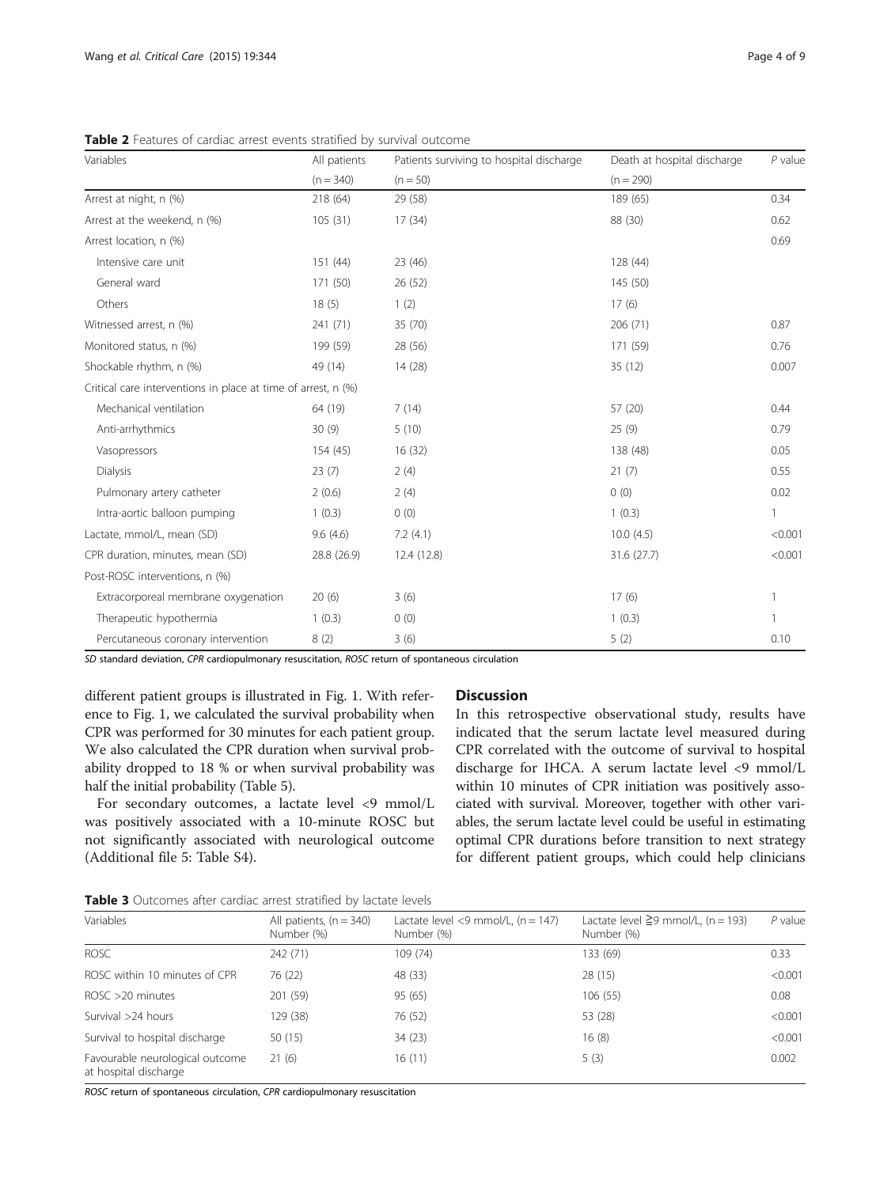**Table 2** Features of cardiac arrest events stratified by survival outcome

| Variables | All patients (n = 340) | Patients surviving to hospital discharge (n = 50) | Death at hospital discharge (n = 290) | *P* value |
|---|---|---|---|---|
| Arrest at night, n (%) | 218 (64) | 29 (58) | 189 (65) | 0.34 |
| Arrest at the weekend, n (%) | 105 (31) | 17 (34) | 88 (30) | 0.62 |
| Arrest location, n (%) | | | | 0.69 |
| Intensive care unit | 151 (44) | 23 (46) | 128 (44) | |
| General ward | 171 (50) | 26 (52) | 145 (50) | |
| Others | 18 (5) | 1 (2) | 17 (6) | |
| Witnessed arrest, n (%) | 241 (71) | 35 (70) | 206 (71) | 0.87 |
| Monitored status, n (%) | 199 (59) | 28 (56) | 171 (59) | 0.76 |
| Shockable rhythm, n (%) | 49 (14) | 14 (28) | 35 (12) | 0.007 |
| Critical care interventions in place at time of arrest, n (%) | | | | |
| Mechanical ventilation | 64 (19) | 7 (14) | 57 (20) | 0.44 |
| Anti-arrhythmics | 30 (9) | 5 (10) | 25 (9) | 0.79 |
| Vasopressors | 154 (45) | 16 (32) | 138 (48) | 0.05 |
| Dialysis | 23 (7) | 2 (4) | 21 (7) | 0.55 |
| Pulmonary artery catheter | 2 (0.6) | 2 (4) | 0 (0) | 0.02 |
| Intra-aortic balloon pumping | 1 (0.3) | 0 (0) | 1 (0.3) | 1 |
| Lactate, mmol/L, mean (SD) | 9.6 (4.6) | 7.2 (4.1) | 10.0 (4.5) | <0.001 |
| CPR duration, minutes, mean (SD) | 28.8 (26.9) | 12.4 (12.8) | 31.6 (27.7) | <0.001 |
| Post-ROSC interventions, n (%) | | | | |
| Extracorporeal membrane oxygenation | 20 (6) | 3 (6) | 17 (6) | 1 |
| Therapeutic hypothermia | 1 (0.3) | 0 (0) | 1 (0.3) | 1 |
| Percutaneous coronary intervention | 8 (2) | 3 (6) | 5 (2) | 0.10 |

*SD* standard deviation, *CPR* cardiopulmonary resuscitation, *ROSC* return of spontaneous circulation

different patient groups is illustrated in Fig. 1. With reference to Fig. 1, we calculated the survival probability when CPR was performed for 30 minutes for each patient group. We also calculated the CPR duration when survival probability dropped to 18 % or when survival probability was half the initial probability (Table 5).

For secondary outcomes, a lactate level <9 mmol/L was positively associated with a 10-minute ROSC but not significantly associated with neurological outcome (Additional file 5: Table S4).

## Discussion

In this retrospective observational study, results have indicated that the serum lactate level measured during CPR correlated with the outcome of survival to hospital discharge for IHCA. A serum lactate level <9 mmol/L within 10 minutes of CPR initiation was positively associated with survival. Moreover, together with other variables, the serum lactate level could be useful in estimating optimal CPR durations before transition to next strategy for different patient groups, which could help clinicians

**Table 3** Outcomes after cardiac arrest stratified by lactate levels

| Variables | All patients, (n = 340) Number (%) | Lactate level <9 mmol/L, (n = 147) Number (%) | Lactate level ≧9 mmol/L, (n = 193) Number (%) | *P* value |
|---|---|---|---|---|
| ROSC | 242 (71) | 109 (74) | 133 (69) | 0.33 |
| ROSC within 10 minutes of CPR | 76 (22) | 48 (33) | 28 (15) | <0.001 |
| ROSC >20 minutes | 201 (59) | 95 (65) | 106 (55) | 0.08 |
| Survival >24 hours | 129 (38) | 76 (52) | 53 (28) | <0.001 |
| Survival to hospital discharge | 50 (15) | 34 (23) | 16 (8) | <0.001 |
| Favourable neurological outcome at hospital discharge | 21 (6) | 16 (11) | 5 (3) | 0.002 |

*ROSC* return of spontaneous circulation, *CPR* cardiopulmonary resuscitation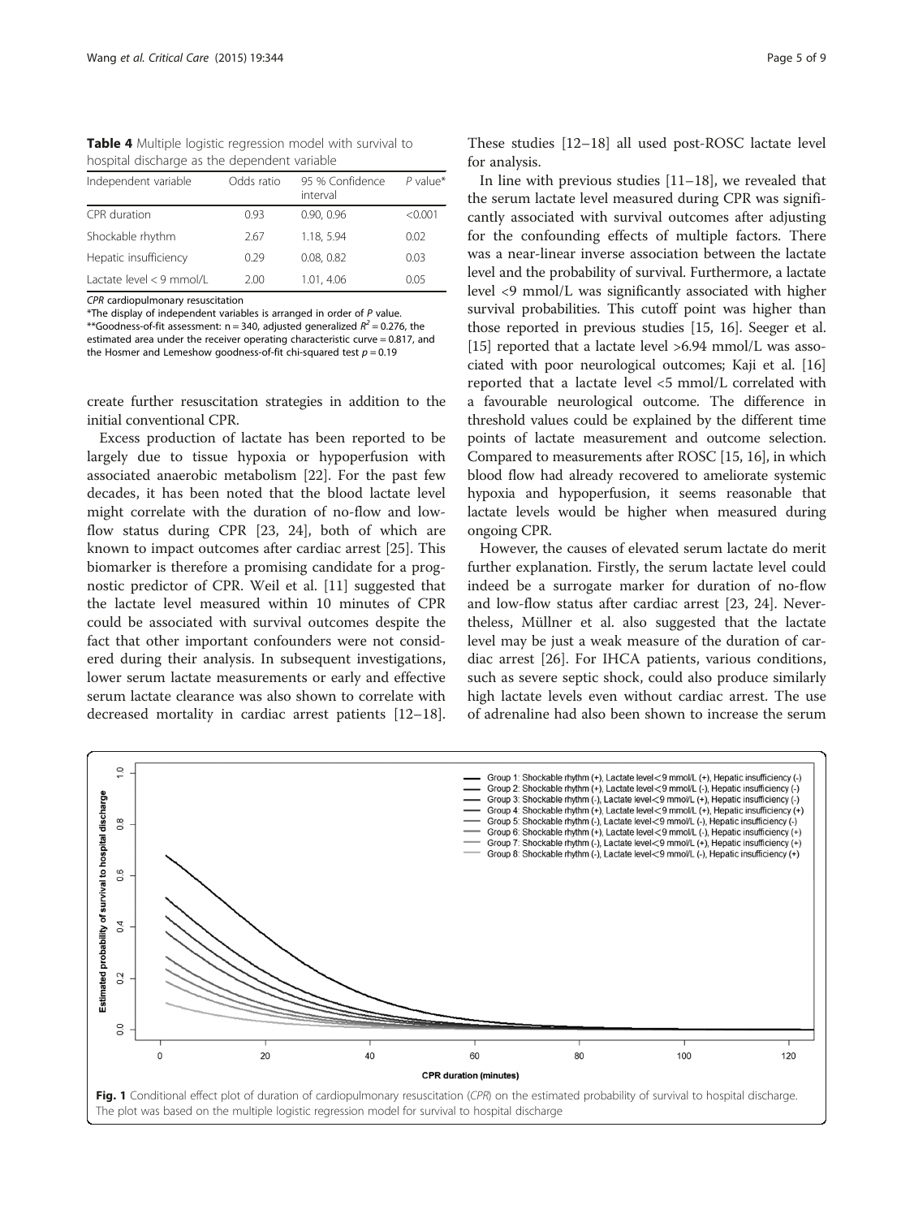**Table 4** Multiple logistic regression model with survival to hospital discharge as the dependent variable

| Independent variable | Odds ratio | 95 % Confidence interval | P value* |
|---|---|---|---|
| CPR duration | 0.93 | 0.90, 0.96 | <0.001 |
| Shockable rhythm | 2.67 | 1.18, 5.94 | 0.02 |
| Hepatic insufficiency | 0.29 | 0.08, 0.82 | 0.03 |
| Lactate level < 9 mmol/L | 2.00 | 1.01, 4.06 | 0.05 |

*CPR* cardiopulmonary resuscitation

*The display of independent variables is arranged in order of *P* value.

**Goodness-of-fit assessment: n = 340, adjusted generalized $R^2 = 0.276$, the estimated area under the receiver operating characteristic curve = 0.817, and the Hosmer and Lemeshow goodness-of-fit chi-squared test $p = 0.19$

create further resuscitation strategies in addition to the initial conventional CPR.

Excess production of lactate has been reported to be largely due to tissue hypoxia or hypoperfusion with associated anaerobic metabolism [22]. For the past few decades, it has been noted that the blood lactate level might correlate with the duration of no-flow and low-flow status during CPR [23, 24], both of which are known to impact outcomes after cardiac arrest [25]. This biomarker is therefore a promising candidate for a prognostic predictor of CPR. Weil et al. [11] suggested that the lactate level measured within 10 minutes of CPR could be associated with survival outcomes despite the fact that other important confounders were not considered during their analysis. In subsequent investigations, lower serum lactate measurements or early and effective serum lactate clearance was also shown to correlate with decreased mortality in cardiac arrest patients [12–18]. These studies [12–18] all used post-ROSC lactate level for analysis.

In line with previous studies [11–18], we revealed that the serum lactate level measured during CPR was significantly associated with survival outcomes after adjusting for the confounding effects of multiple factors. There was a near-linear inverse association between the lactate level and the probability of survival. Furthermore, a lactate level <9 mmol/L was significantly associated with higher survival probabilities. This cutoff point was higher than those reported in previous studies [15, 16]. Seeger et al. [15] reported that a lactate level >6.94 mmol/L was associated with poor neurological outcomes; Kaji et al. [16] reported that a lactate level <5 mmol/L correlated with a favourable neurological outcome. The difference in threshold values could be explained by the different time points of lactate measurement and outcome selection. Compared to measurements after ROSC [15, 16], in which blood flow had already recovered to ameliorate systemic hypoxia and hypoperfusion, it seems reasonable that lactate levels would be higher when measured during ongoing CPR.

However, the causes of elevated serum lactate do merit further explanation. Firstly, the serum lactate level could indeed be a surrogate marker for duration of no-flow and low-flow status after cardiac arrest [23, 24]. Nevertheless, Müllner et al. also suggested that the lactate level may be just a weak measure of the duration of cardiac arrest [26]. For IHCA patients, various conditions, such as severe septic shock, could also produce similarly high lactate levels even without cardiac arrest. The use of adrenaline had also been shown to increase the serum

**Fig. 1** Conditional effect plot of duration of cardiopulmonary resuscitation (*CPR*) on the estimated probability of survival to hospital discharge. The plot was based on the multiple logistic regression model for survival to hospital discharge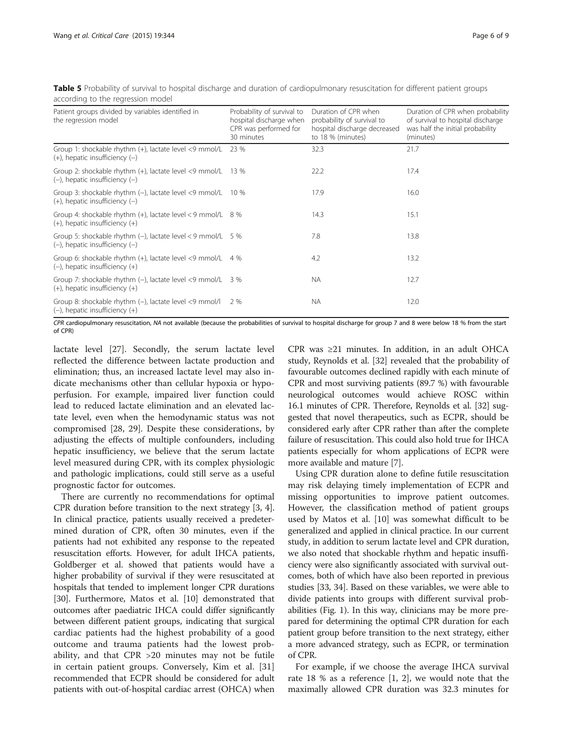**Table 5** Probability of survival to hospital discharge and duration of cardiopulmonary resuscitation for different patient groups according to the regression model

| Patient groups divided by variables identified in the regression model | Probability of survival to hospital discharge when CPR was performed for 30 minutes | Duration of CPR when probability of survival to hospital discharge decreased to 18 % (minutes) | Duration of CPR when probability of survival to hospital discharge was half the initial probability (minutes) |
|---|---|---|---|
| Group 1: shockable rhythm (+), lactate level <9 mmol/L (+), hepatic insufficiency (−) | 23 % | 32.3 | 21.7 |
| Group 2: shockable rhythm (+), lactate level <9 mmol/L (−), hepatic insufficiency (−) | 13 % | 22.2 | 17.4 |
| Group 3: shockable rhythm (−), lactate level <9 mmol/L (+), hepatic insufficiency (−) | 10 % | 17.9 | 16.0 |
| Group 4: shockable rhythm (+), lactate level < 9 mmol/L (+), hepatic insufficiency (+) | 8 % | 14.3 | 15.1 |
| Group 5: shockable rhythm (−), lactate level < 9 mmol/L (−), hepatic insufficiency (−) | 5 % | 7.8 | 13.8 |
| Group 6: shockable rhythm (+), lactate level <9 mmol/L (−), hepatic insufficiency (+) | 4 % | 4.2 | 13.2 |
| Group 7: shockable rhythm (−), lactate level <9 mmol/L (+), hepatic insufficiency (+) | 3 % | NA | 12.7 |
| Group 8: shockable rhythm (−), lactate level <9 mmol/l (−), hepatic insufficiency (+) | 2 % | NA | 12.0 |

*CPR* cardiopulmonary resuscitation, *NA* not available (because the probabilities of survival to hospital discharge for group 7 and 8 were below 18 % from the start of CPR)

lactate level [27]. Secondly, the serum lactate level reflected the difference between lactate production and elimination; thus, an increased lactate level may also indicate mechanisms other than cellular hypoxia or hypoperfusion. For example, impaired liver function could lead to reduced lactate elimination and an elevated lactate level, even when the hemodynamic status was not compromised [28, 29]. Despite these considerations, by adjusting the effects of multiple confounders, including hepatic insufficiency, we believe that the serum lactate level measured during CPR, with its complex physiologic and pathologic implications, could still serve as a useful prognostic factor for outcomes.

There are currently no recommendations for optimal CPR duration before transition to the next strategy [3, 4]. In clinical practice, patients usually received a predetermined duration of CPR, often 30 minutes, even if the patients had not exhibited any response to the repeated resuscitation efforts. However, for adult IHCA patients, Goldberger et al. showed that patients would have a higher probability of survival if they were resuscitated at hospitals that tended to implement longer CPR durations [30]. Furthermore, Matos et al. [10] demonstrated that outcomes after paediatric IHCA could differ significantly between different patient groups, indicating that surgical cardiac patients had the highest probability of a good outcome and trauma patients had the lowest probability, and that CPR >20 minutes may not be futile in certain patient groups. Conversely, Kim et al. [31] recommended that ECPR should be considered for adult patients with out-of-hospital cardiac arrest (OHCA) when CPR was ≥21 minutes. In addition, in an adult OHCA study, Reynolds et al. [32] revealed that the probability of favourable outcomes declined rapidly with each minute of CPR and most surviving patients (89.7 %) with favourable neurological outcomes would achieve ROSC within 16.1 minutes of CPR. Therefore, Reynolds et al. [32] suggested that novel therapeutics, such as ECPR, should be considered early after CPR rather than after the complete failure of resuscitation. This could also hold true for IHCA patients especially for whom applications of ECPR were more available and mature [7].

Using CPR duration alone to define futile resuscitation may risk delaying timely implementation of ECPR and missing opportunities to improve patient outcomes. However, the classification method of patient groups used by Matos et al. [10] was somewhat difficult to be generalized and applied in clinical practice. In our current study, in addition to serum lactate level and CPR duration, we also noted that shockable rhythm and hepatic insufficiency were also significantly associated with survival outcomes, both of which have also been reported in previous studies [33, 34]. Based on these variables, we were able to divide patients into groups with different survival probabilities (Fig. 1). In this way, clinicians may be more prepared for determining the optimal CPR duration for each patient group before transition to the next strategy, either a more advanced strategy, such as ECPR, or termination of CPR.

For example, if we choose the average IHCA survival rate 18 % as a reference [1, 2], we would note that the maximally allowed CPR duration was 32.3 minutes for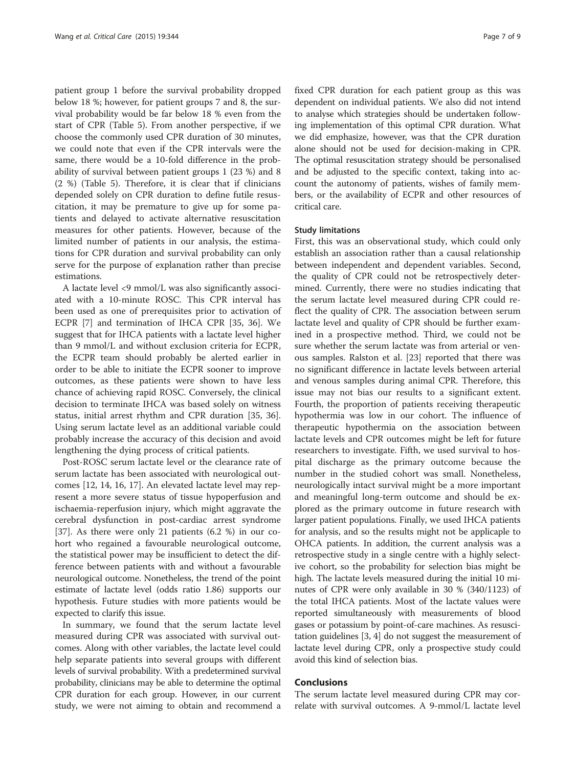patient group 1 before the survival probability dropped below 18 %; however, for patient groups 7 and 8, the survival probability would be far below 18 % even from the start of CPR (Table 5). From another perspective, if we choose the commonly used CPR duration of 30 minutes, we could note that even if the CPR intervals were the same, there would be a 10-fold difference in the probability of survival between patient groups 1 (23 %) and 8 (2 %) (Table 5). Therefore, it is clear that if clinicians depended solely on CPR duration to define futile resuscitation, it may be premature to give up for some patients and delayed to activate alternative resuscitation measures for other patients. However, because of the limited number of patients in our analysis, the estimations for CPR duration and survival probability can only serve for the purpose of explanation rather than precise estimations.

A lactate level <9 mmol/L was also significantly associated with a 10-minute ROSC. This CPR interval has been used as one of prerequisites prior to activation of ECPR [7] and termination of IHCA CPR [35, 36]. We suggest that for IHCA patients with a lactate level higher than 9 mmol/L and without exclusion criteria for ECPR, the ECPR team should probably be alerted earlier in order to be able to initiate the ECPR sooner to improve outcomes, as these patients were shown to have less chance of achieving rapid ROSC. Conversely, the clinical decision to terminate IHCA was based solely on witness status, initial arrest rhythm and CPR duration [35, 36]. Using serum lactate level as an additional variable could probably increase the accuracy of this decision and avoid lengthening the dying process of critical patients.

Post-ROSC serum lactate level or the clearance rate of serum lactate has been associated with neurological outcomes [12, 14, 16, 17]. An elevated lactate level may represent a more severe status of tissue hypoperfusion and ischaemia-reperfusion injury, which might aggravate the cerebral dysfunction in post-cardiac arrest syndrome [37]. As there were only 21 patients (6.2 %) in our cohort who regained a favourable neurological outcome, the statistical power may be insufficient to detect the difference between patients with and without a favourable neurological outcome. Nonetheless, the trend of the point estimate of lactate level (odds ratio 1.86) supports our hypothesis. Future studies with more patients would be expected to clarify this issue.

In summary, we found that the serum lactate level measured during CPR was associated with survival outcomes. Along with other variables, the lactate level could help separate patients into several groups with different levels of survival probability. With a predetermined survival probability, clinicians may be able to determine the optimal CPR duration for each group. However, in our current study, we were not aiming to obtain and recommend a fixed CPR duration for each patient group as this was dependent on individual patients. We also did not intend to analyse which strategies should be undertaken following implementation of this optimal CPR duration. What we did emphasize, however, was that the CPR duration alone should not be used for decision-making in CPR. The optimal resuscitation strategy should be personalised and be adjusted to the specific context, taking into account the autonomy of patients, wishes of family members, or the availability of ECPR and other resources of critical care.

### Study limitations

First, this was an observational study, which could only establish an association rather than a causal relationship between independent and dependent variables. Second, the quality of CPR could not be retrospectively determined. Currently, there were no studies indicating that the serum lactate level measured during CPR could reflect the quality of CPR. The association between serum lactate level and quality of CPR should be further examined in a prospective method. Third, we could not be sure whether the serum lactate was from arterial or venous samples. Ralston et al. [23] reported that there was no significant difference in lactate levels between arterial and venous samples during animal CPR. Therefore, this issue may not bias our results to a significant extent. Fourth, the proportion of patients receiving therapeutic hypothermia was low in our cohort. The influence of therapeutic hypothermia on the association between lactate levels and CPR outcomes might be left for future researchers to investigate. Fifth, we used survival to hospital discharge as the primary outcome because the number in the studied cohort was small. Nonetheless, neurologically intact survival might be a more important and meaningful long-term outcome and should be explored as the primary outcome in future research with larger patient populations. Finally, we used IHCA patients for analysis, and so the results might not be applicaple to OHCA patients. In addition, the current analysis was a retrospective study in a single centre with a highly selective cohort, so the probability for selection bias might be high. The lactate levels measured during the initial 10 minutes of CPR were only available in 30 % (340/1123) of the total IHCA patients. Most of the lactate values were reported simultaneously with measurements of blood gases or potassium by point-of-care machines. As resuscitation guidelines [3, 4] do not suggest the measurement of lactate level during CPR, only a prospective study could avoid this kind of selection bias.

## Conclusions

The serum lactate level measured during CPR may correlate with survival outcomes. A 9-mmol/L lactate level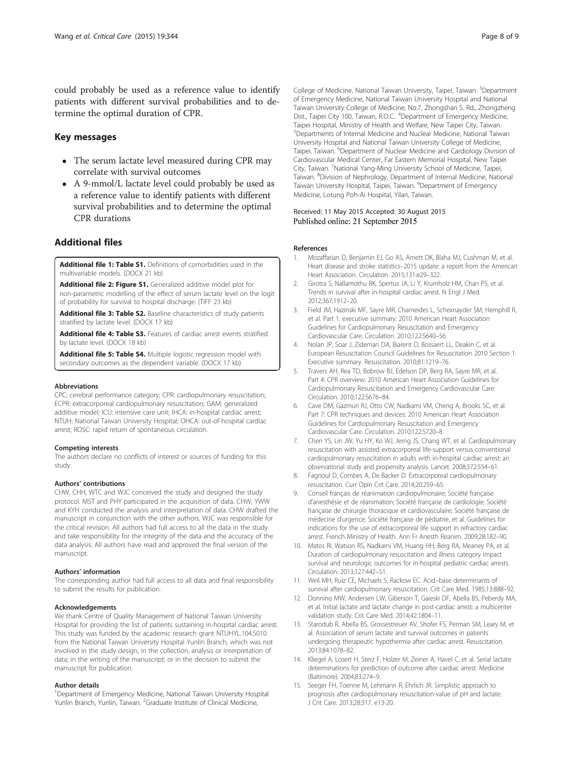could probably be used as a reference value to identify patients with different survival probabilities and to determine the optimal duration of CPR.

## Key messages

- The serum lactate level measured during CPR may correlate with survival outcomes
- A 9-mmol/L lactate level could probably be used as a reference value to identify patients with different survival probabilities and to determine the optimal CPR durations

## Additional files

**Additional file 1: Table S1.** Definitions of comorbidities used in the multivariable models. (DOCX 21 kb)

**Additional file 2: Figure S1.** Generalized additive model plot for non-parametric modelling of the effect of serum lactate level on the logit of probability for survival to hospital discharge. (TIFF 23 kb)

**Additional file 3: Table S2.** Baseline characteristics of study patients stratified by lactate level. (DOCX 17 kb)

**Additional file 4: Table S3.** Features of cardiac arrest events stratified by lactate level. (DOCX 18 kb)

**Additional file 5: Table S4.** Multiple logistic regression model with secondary outcomes as the dependent variable. (DOCX 17 kb)

#### Abbreviations

CPC: cerebral performance category; CPR: cardiopulmonary resuscitation; ECPR: extracorporeal cardiopulmonary resuscitation; GAM: generalized additive model; ICU: intensive care unit; IHCA: in-hospital cardiac arrest; NTUH: National Taiwan University Hospital; OHCA: out-of-hospital cardiac arrest; ROSC: rapid return of spontaneous circulation.

#### Competing interests

The authors declare no conflicts of interest or sources of funding for this study.

#### Authors' contributions

CHW, CHH, WTC and WJC conceived the study and designed the study protocol. MST and PHY participated in the acquisition of data. CHW, YWW and KYH conducted the analysis and interpretation of data. CHW drafted the manuscript in conjunction with the other authors. WJC was responsible for the critical revision. All authors had full access to all the data in the study and take responsibility for the integrity of the data and the accuracy of the data analysis. All authors have read and approved the final version of the manuscript.

#### Authors' information

The corresponding author had full access to all data and final responsibility to submit the results for publication.

#### Acknowledgements

We thank Centre of Quality Management of National Taiwan University Hospital for providing the list of patients sustaining in-hospital cardiac arrest. This study was funded by the academic research grant NTUHYL.104.S010 from the National Taiwan University Hospital Yunlin Branch, which was not involved in the study design, in the collection, analysis or interpretation of data; in the writing of the manuscript; or in the decision to submit the manuscript for publication.

#### Author details

[1]Department of Emergency Medicine, National Taiwan University Hospital Yunlin Branch, Yunlin, Taiwan. [2]Graduate Institute of Clinical Medicine, College of Medicine, National Taiwan University, Taipei, Taiwan. [3]Department of Emergency Medicine, National Taiwan University Hospital and National Taiwan University College of Medicine, No.7, Zhongshan S. Rd., Zhongzheng Dist., Taipei City 100, Taiwan, R.O.C.. [4]Department of Emergency Medicine, Taipei Hospital, Ministry of Health and Welfare, New Taipei City, Taiwan. [5]Departments of Internal Medicine and Nuclear Medicine, National Taiwan University Hospital and National Taiwan University College of Medicine, Taipei, Taiwan. [6]Department of Nuclear Medicine and Cardiology Division of Cardiovascular Medical Center, Far Eastern Memorial Hospital, New Taipei City, Taiwan. [7]National Yang-Ming University School of Medicine, Taipei, Taiwan. [8]Division of Nephrology, Department of Internal Medicine, National Taiwan University Hospital, Taipei, Taiwan. [9]Department of Emergency Medicine, Lotung Poh-Ai Hospital, Yilan, Taiwan.

Received: 11 May 2015 Accepted: 30 August 2015
Published online: 21 September 2015

#### References

1. Mozaffarian D, Benjamin EJ, Go AS, Arnett DK, Blaha MJ, Cushman M, et al. Heart disease and stroke statistics–2015 update: a report from the American Heart Association. Circulation. 2015;131:e29–322.
2. Girotra S, Nallamothu BK, Spertus JA, Li Y, Krumholz HM, Chan PS, et al. Trends in survival after in-hospital cardiac arrest. N Engl J Med. 2012;367:1912–20.
3. Field JM, Hazinski MF, Sayre MR, Chameides L, Schexnayder SM, Hemphill R, et al. Part 1: executive summary: 2010 American Heart Association Guidelines for Cardiopulmonary Resuscitation and Emergency Cardiovascular Care. Circulation. 2010;122:S640–56.
4. Nolan JP, Soar J, Zideman DA, Biarent D, Bossaert LL, Deakin C, et al. European Resuscitation Council Guidelines for Resuscitation 2010 Section 1. Executive summary. Resuscitation. 2010;81:1219–76.
5. Travers AH, Rea TD, Bobrow BJ, Edelson DP, Berg RA, Sayre MR, et al. Part 4: CPR overview: 2010 American Heart Association Guidelines for Cardiopulmonary Resuscitation and Emergency Cardiovascular Care. Circulation. 2010;122:S676–84.
6. Cave DM, Gazmuri RJ, Otto CW, Nadkarni VM, Cheng A, Brooks SC, et al. Part 7: CPR techniques and devices: 2010 American Heart Association Guidelines for Cardiopulmonary Resuscitation and Emergency Cardiovascular Care. Circulation. 2010;122:S720–8.
7. Chen YS, Lin JW, Yu HY, Ko WJ, Jerng JS, Chang WT, et al. Cardiopulmonary resuscitation with assisted extracorporeal life-support versus conventional cardiopulmonary resuscitation in adults with in-hospital cardiac arrest: an observational study and propensity analysis. Lancet. 2008;372:554–61.
8. Fagnoul D, Combes A, De Backer D. Extracorporeal cardiopulmonary resuscitation. Curr Opin Crit Care. 2014;20:259–65.
9. Conseil français de réanimation cardiopulmonaire; Société française d'anesthésie et de réanimation; Société française de cardiologie; Société française de chirurgie thoracique et cardiovasculaire; Société française de médecine d'urgence; Société française de pédiatrie, et al. Guidelines for indications for the use of extracorporeal life support in refractory cardiac arrest. French Ministry of Health. Ann Fr Anesth Reanim. 2009;28:182–90.
10. Matos RI, Watson RS, Nadkarni VM, Huang HH, Berg RA, Meaney PA, et al. Duration of cardiopulmonary resuscitation and illness category impact survival and neurologic outcomes for in-hospital pediatric cardiac arrests. Circulation. 2013;127:442–51.
11. Weil MH, Ruiz CE, Michaels S, Rackow EC. Acid–base determinants of survival after cardiopulmonary resuscitation. Crit Care Med. 1985;13:888–92.
12. Donnino MW, Andersen LW, Giberson T, Gaieski DF, Abella BS, Peberdy MA, et al. Initial lactate and lactate change in post-cardiac arrest: a multicenter validation study. Crit Care Med. 2014;42:1804–11.
13. Starodub R, Abella BS, Grossestreuer AV, Shofer FS, Perman SM, Leary M, et al. Association of serum lactate and survival outcomes in patients undergoing therapeutic hypothermia after cardiac arrest. Resuscitation. 2013;84:1078–82.
14. Kliegel A, Losert H, Sterz F, Holzer M, Zeiner A, Havel C, et al. Serial lactate determinations for prediction of outcome after cardiac arrest. Medicine (Baltimore). 2004;83:274–9.
15. Seeger FH, Toenne M, Lehmann R, Ehrlich JR. Simplistic approach to prognosis after cardiopulmonary resuscitation-value of pH and lactate. J Crit Care. 2013;28:317. e13-20.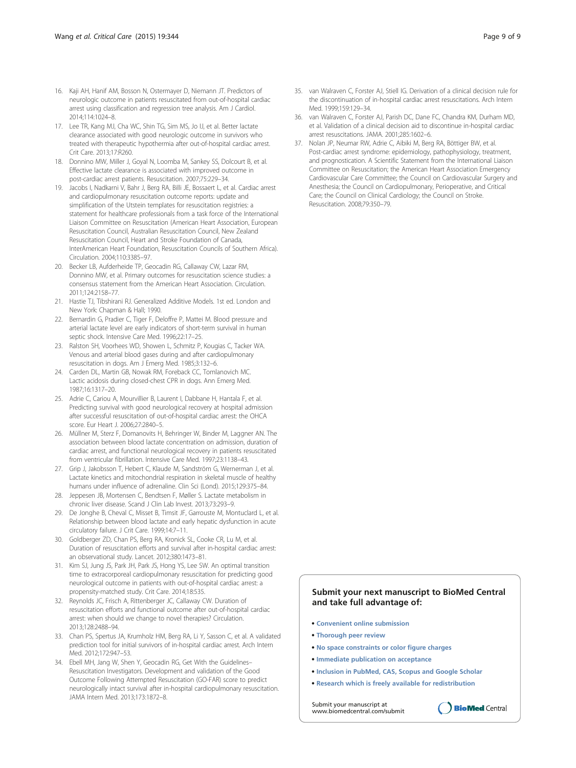16. Kaji AH, Hanif AM, Bosson N, Ostermayer D, Niemann JT. Predictors of neurologic outcome in patients resuscitated from out-of-hospital cardiac arrest using classification and regression tree analysis. Am J Cardiol. 2014;114:1024–8.
17. Lee TR, Kang MJ, Cha WC, Shin TG, Sim MS, Jo IJ, et al. Better lactate clearance associated with good neurologic outcome in survivors who treated with therapeutic hypothermia after out-of-hospital cardiac arrest. Crit Care. 2013;17:R260.
18. Donnino MW, Miller J, Goyal N, Loomba M, Sankey SS, Dolcourt B, et al. Effective lactate clearance is associated with improved outcome in post-cardiac arrest patients. Resuscitation. 2007;75:229–34.
19. Jacobs I, Nadkarni V, Bahr J, Berg RA, Billi JE, Bossaert L, et al. Cardiac arrest and cardiopulmonary resuscitation outcome reports: update and simplification of the Utstein templates for resuscitation registries: a statement for healthcare professionals from a task force of the International Liaison Committee on Resuscitation (American Heart Association, European Resuscitation Council, Australian Resuscitation Council, New Zealand Resuscitation Council, Heart and Stroke Foundation of Canada, InterAmerican Heart Foundation, Resuscitation Councils of Southern Africa). Circulation. 2004;110:3385–97.
20. Becker LB, Aufderheide TP, Geocadin RG, Callaway CW, Lazar RM, Donnino MW, et al. Primary outcomes for resuscitation science studies: a consensus statement from the American Heart Association. Circulation. 2011;124:2158–77.
21. Hastie TJ, Tibshirani RJ. Generalized Additive Models. 1st ed. London and New York: Chapman & Hall; 1990.
22. Bernardin G, Pradier C, Tiger F, Deloffre P, Mattei M. Blood pressure and arterial lactate level are early indicators of short-term survival in human septic shock. Intensive Care Med. 1996;22:17–25.
23. Ralston SH, Voorhees WD, Showen L, Schmitz P, Kougias C, Tacker WA. Venous and arterial blood gases during and after cardiopulmonary resuscitation in dogs. Am J Emerg Med. 1985;3:132–6.
24. Carden DL, Martin GB, Nowak RM, Foreback CC, Tomlanovich MC. Lactic acidosis during closed-chest CPR in dogs. Ann Emerg Med. 1987;16:1317–20.
25. Adrie C, Cariou A, Mourvillier B, Laurent I, Dabbane H, Hantala F, et al. Predicting survival with good neurological recovery at hospital admission after successful resuscitation of out-of-hospital cardiac arrest: the OHCA score. Eur Heart J. 2006;27:2840–5.
26. Müllner M, Sterz F, Domanovits H, Behringer W, Binder M, Laggner AN. The association between blood lactate concentration on admission, duration of cardiac arrest, and functional neurological recovery in patients resuscitated from ventricular fibrillation. Intensive Care Med. 1997;23:1138–43.
27. Grip J, Jakobsson T, Hebert C, Klaude M, Sandström G, Wernerman J, et al. Lactate kinetics and mitochondrial respiration in skeletal muscle of healthy humans under influence of adrenaline. Clin Sci (Lond). 2015;129:375–84.
28. Jeppesen JB, Mortensen C, Bendtsen F, Møller S. Lactate metabolism in chronic liver disease. Scand J Clin Lab Invest. 2013;73:293–9.
29. De Jonghe B, Cheval C, Misset B, Timsit JF, Garrouste M, Montuclard L, et al. Relationship between blood lactate and early hepatic dysfunction in acute circulatory failure. J Crit Care. 1999;14:7–11.
30. Goldberger ZD, Chan PS, Berg RA, Kronick SL, Cooke CR, Lu M, et al. Duration of resuscitation efforts and survival after in-hospital cardiac arrest: an observational study. Lancet. 2012;380:1473–81.
31. Kim SJ, Jung JS, Park JH, Park JS, Hong YS, Lee SW. An optimal transition time to extracorporeal cardiopulmonary resuscitation for predicting good neurological outcome in patients with out-of-hospital cardiac arrest: a propensity-matched study. Crit Care. 2014;18:535.
32. Reynolds JC, Frisch A, Rittenberger JC, Callaway CW. Duration of resuscitation efforts and functional outcome after out-of-hospital cardiac arrest: when should we change to novel therapies? Circulation. 2013;128:2488–94.
33. Chan PS, Spertus JA, Krumholz HM, Berg RA, Li Y, Sasson C, et al. A validated prediction tool for initial survivors of in-hospital cardiac arrest. Arch Intern Med. 2012;172:947–53.
34. Ebell MH, Jang W, Shen Y, Geocadin RG, Get With the Guidelines–Resuscitation Investigators. Development and validation of the Good Outcome Following Attempted Resuscitation (GO-FAR) score to predict neurologically intact survival after in-hospital cardiopulmonary resuscitation. JAMA Intern Med. 2013;173:1872–8.
35. van Walraven C, Forster AJ, Stiell IG. Derivation of a clinical decision rule for the discontinuation of in-hospital cardiac arrest resuscitations. Arch Intern Med. 1999;159:129–34.
36. van Walraven C, Forster AJ, Parish DC, Dane FC, Chandra KM, Durham MD, et al. Validation of a clinical decision aid to discontinue in-hospital cardiac arrest resuscitations. JAMA. 2001;285:1602–6.
37. Nolan JP, Neumar RW, Adrie C, Aibiki M, Berg RA, Böttiger BW, et al. Post-cardiac arrest syndrome: epidemiology, pathophysiology, treatment, and prognostication. A Scientific Statement from the International Liaison Committee on Resuscitation; the American Heart Association Emergency Cardiovascular Care Committee; the Council on Cardiovascular Surgery and Anesthesia; the Council on Cardiopulmonary, Perioperative, and Critical Care; the Council on Clinical Cardiology; the Council on Stroke. Resuscitation. 2008;79:350–79.

**Submit your next manuscript to BioMed Central and take full advantage of:**

- Convenient online submission
- Thorough peer review
- No space constraints or color figure charges
- Immediate publication on acceptance
- Inclusion in PubMed, CAS, Scopus and Google Scholar
- Research which is freely available for redistribution

Submit your manuscript at www.biomedcentral.com/submit

BioMed Central